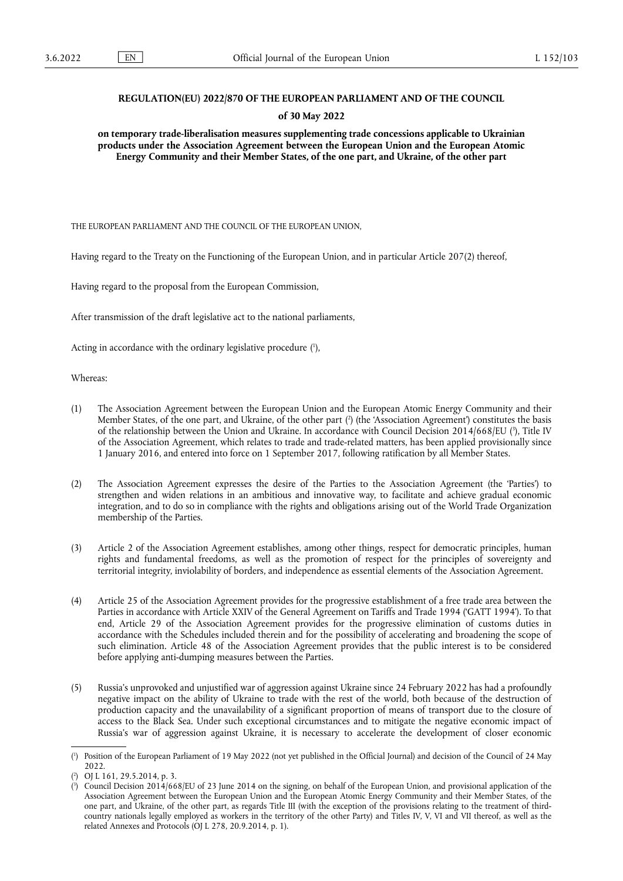**REGULATION(EU) 2022/870 OF THE EUROPEAN PARLIAMENT AND OF THE COUNCIL**

**of 30 May 2022**

**on temporary trade-liberalisation measures supplementing trade concessions applicable to Ukrainian products under the Association Agreement between the European Union and the European Atomic Energy Community and their Member States, of the one part, and Ukraine, of the other part**

THE EUROPEAN PARLIAMENT AND THE COUNCIL OF THE EUROPEAN UNION,

Having regard to the Treaty on the Functioning of the European Union, and in particular Article 207(2) thereof,

Having regard to the proposal from the European Commission,

After transmission of the draft legislative act to the national parliaments,

Acting in accordance with the ordinary legislative procedure ([1]),

Whereas:

(1) The Association Agreement between the European Union and the European Atomic Energy Community and their Member States, of the one part, and Ukraine, of the other part ([2]) (the 'Association Agreement') constitutes the basis of the relationship between the Union and Ukraine. In accordance with Council Decision 2014/668/EU ([3]), Title IV of the Association Agreement, which relates to trade and trade-related matters, has been applied provisionally since 1 January 2016, and entered into force on 1 September 2017, following ratification by all Member States.

(2) The Association Agreement expresses the desire of the Parties to the Association Agreement (the 'Parties') to strengthen and widen relations in an ambitious and innovative way, to facilitate and achieve gradual economic integration, and to do so in compliance with the rights and obligations arising out of the World Trade Organization membership of the Parties.

(3) Article 2 of the Association Agreement establishes, among other things, respect for democratic principles, human rights and fundamental freedoms, as well as the promotion of respect for the principles of sovereignty and territorial integrity, inviolability of borders, and independence as essential elements of the Association Agreement.

(4) Article 25 of the Association Agreement provides for the progressive establishment of a free trade area between the Parties in accordance with Article XXIV of the General Agreement on Tariffs and Trade 1994 ('GATT 1994'). To that end, Article 29 of the Association Agreement provides for the progressive elimination of customs duties in accordance with the Schedules included therein and for the possibility of accelerating and broadening the scope of such elimination. Article 48 of the Association Agreement provides that the public interest is to be considered before applying anti-dumping measures between the Parties.

(5) Russia's unprovoked and unjustified war of aggression against Ukraine since 24 February 2022 has had a profoundly negative impact on the ability of Ukraine to trade with the rest of the world, both because of the destruction of production capacity and the unavailability of a significant proportion of means of transport due to the closure of access to the Black Sea. Under such exceptional circumstances and to mitigate the negative economic impact of Russia's war of aggression against Ukraine, it is necessary to accelerate the development of closer economic

---

([1]) Position of the European Parliament of 19 May 2022 (not yet published in the Official Journal) and decision of the Council of 24 May 2022.

([2]) OJ L 161, 29.5.2014, p. 3.

([3]) Council Decision 2014/668/EU of 23 June 2014 on the signing, on behalf of the European Union, and provisional application of the Association Agreement between the European Union and the European Atomic Energy Community and their Member States, of the one part, and Ukraine, of the other part, as regards Title III (with the exception of the provisions relating to the treatment of third-country nationals legally employed as workers in the territory of the other Party) and Titles IV, V, VI and VII thereof, as well as the related Annexes and Protocols (OJ L 278, 20.9.2014, p. 1).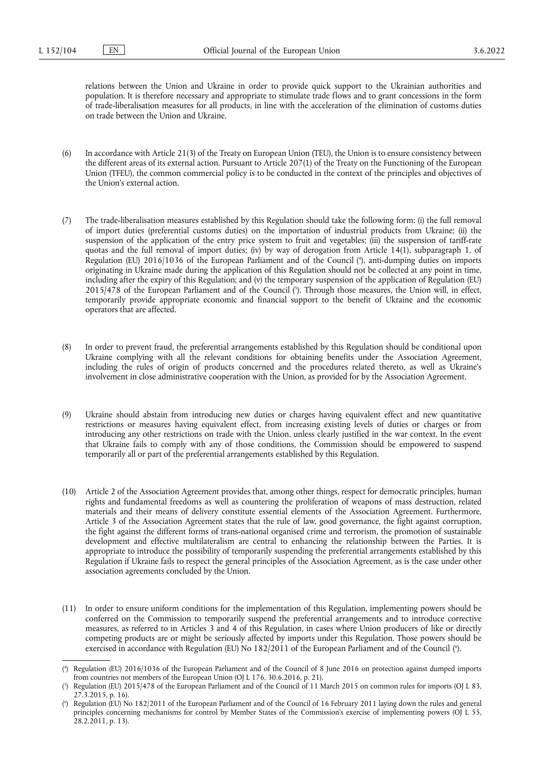relations between the Union and Ukraine in order to provide quick support to the Ukrainian authorities and population. It is therefore necessary and appropriate to stimulate trade flows and to grant concessions in the form of trade-liberalisation measures for all products, in line with the acceleration of the elimination of customs duties on trade between the Union and Ukraine.

(6) In accordance with Article 21(3) of the Treaty on European Union (TEU), the Union is to ensure consistency between the different areas of its external action. Pursuant to Article 207(1) of the Treaty on the Functioning of the European Union (TFEU), the common commercial policy is to be conducted in the context of the principles and objectives of the Union's external action.

(7) The trade-liberalisation measures established by this Regulation should take the following form: (i) the full removal of import duties (preferential customs duties) on the importation of industrial products from Ukraine; (ii) the suspension of the application of the entry price system to fruit and vegetables; (iii) the suspension of tariff-rate quotas and the full removal of import duties; (iv) by way of derogation from Article 14(1), subparagraph 1, of Regulation (EU) 2016/1036 of the European Parliament and of the Council ([4]), anti-dumping duties on imports originating in Ukraine made during the application of this Regulation should not be collected at any point in time, including after the expiry of this Regulation; and (v) the temporary suspension of the application of Regulation (EU) 2015/478 of the European Parliament and of the Council ([5]). Through those measures, the Union will, in effect, temporarily provide appropriate economic and financial support to the benefit of Ukraine and the economic operators that are affected.

(8) In order to prevent fraud, the preferential arrangements established by this Regulation should be conditional upon Ukraine complying with all the relevant conditions for obtaining benefits under the Association Agreement, including the rules of origin of products concerned and the procedures related thereto, as well as Ukraine's involvement in close administrative cooperation with the Union, as provided for by the Association Agreement.

(9) Ukraine should abstain from introducing new duties or charges having equivalent effect and new quantitative restrictions or measures having equivalent effect, from increasing existing levels of duties or charges or from introducing any other restrictions on trade with the Union, unless clearly justified in the war context. In the event that Ukraine fails to comply with any of those conditions, the Commission should be empowered to suspend temporarily all or part of the preferential arrangements established by this Regulation.

(10) Article 2 of the Association Agreement provides that, among other things, respect for democratic principles, human rights and fundamental freedoms as well as countering the proliferation of weapons of mass destruction, related materials and their means of delivery constitute essential elements of the Association Agreement. Furthermore, Article 3 of the Association Agreement states that the rule of law, good governance, the fight against corruption, the fight against the different forms of trans-national organised crime and terrorism, the promotion of sustainable development and effective multilateralism are central to enhancing the relationship between the Parties. It is appropriate to introduce the possibility of temporarily suspending the preferential arrangements established by this Regulation if Ukraine fails to respect the general principles of the Association Agreement, as is the case under other association agreements concluded by the Union.

(11) In order to ensure uniform conditions for the implementation of this Regulation, implementing powers should be conferred on the Commission to temporarily suspend the preferential arrangements and to introduce corrective measures, as referred to in Articles 3 and 4 of this Regulation, in cases where Union producers of like or directly competing products are or might be seriously affected by imports under this Regulation. Those powers should be exercised in accordance with Regulation (EU) No 182/2011 of the European Parliament and of the Council ([6]).

---

([4]) Regulation (EU) 2016/1036 of the European Parliament and of the Council of 8 June 2016 on protection against dumped imports from countries not members of the European Union (OJ L 176, 30.6.2016, p. 21).

([5]) Regulation (EU) 2015/478 of the European Parliament and of the Council of 11 March 2015 on common rules for imports (OJ L 83, 27.3.2015, p. 16).

([6]) Regulation (EU) No 182/2011 of the European Parliament and of the Council of 16 February 2011 laying down the rules and general principles concerning mechanisms for control by Member States of the Commission's exercise of implementing powers (OJ L 55, 28.2.2011, p. 13).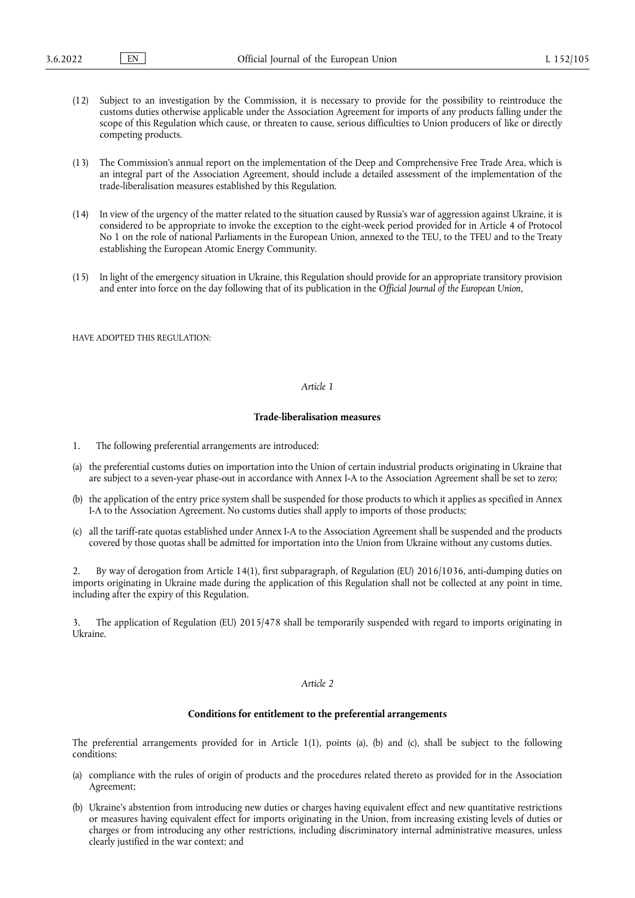(12) Subject to an investigation by the Commission, it is necessary to provide for the possibility to reintroduce the customs duties otherwise applicable under the Association Agreement for imports of any products falling under the scope of this Regulation which cause, or threaten to cause, serious difficulties to Union producers of like or directly competing products.

(13) The Commission's annual report on the implementation of the Deep and Comprehensive Free Trade Area, which is an integral part of the Association Agreement, should include a detailed assessment of the implementation of the trade-liberalisation measures established by this Regulation.

(14) In view of the urgency of the matter related to the situation caused by Russia's war of aggression against Ukraine, it is considered to be appropriate to invoke the exception to the eight-week period provided for in Article 4 of Protocol No 1 on the role of national Parliaments in the European Union, annexed to the TEU, to the TFEU and to the Treaty establishing the European Atomic Energy Community.

(15) In light of the emergency situation in Ukraine, this Regulation should provide for an appropriate transitory provision and enter into force on the day following that of its publication in the *Official Journal of the European Union*,

HAVE ADOPTED THIS REGULATION:

*Article 1*

**Trade-liberalisation measures**

1. The following preferential arrangements are introduced:

(a) the preferential customs duties on importation into the Union of certain industrial products originating in Ukraine that are subject to a seven-year phase-out in accordance with Annex I-A to the Association Agreement shall be set to zero;

(b) the application of the entry price system shall be suspended for those products to which it applies as specified in Annex I-A to the Association Agreement. No customs duties shall apply to imports of those products;

(c) all the tariff-rate quotas established under Annex I-A to the Association Agreement shall be suspended and the products covered by those quotas shall be admitted for importation into the Union from Ukraine without any customs duties.

2. By way of derogation from Article 14(1), first subparagraph, of Regulation (EU) 2016/1036, anti-dumping duties on imports originating in Ukraine made during the application of this Regulation shall not be collected at any point in time, including after the expiry of this Regulation.

3. The application of Regulation (EU) 2015/478 shall be temporarily suspended with regard to imports originating in Ukraine.

*Article 2*

**Conditions for entitlement to the preferential arrangements**

The preferential arrangements provided for in Article 1(1), points (a), (b) and (c), shall be subject to the following conditions:

(a) compliance with the rules of origin of products and the procedures related thereto as provided for in the Association Agreement;

(b) Ukraine's abstention from introducing new duties or charges having equivalent effect and new quantitative restrictions or measures having equivalent effect for imports originating in the Union, from increasing existing levels of duties or charges or from introducing any other restrictions, including discriminatory internal administrative measures, unless clearly justified in the war context; and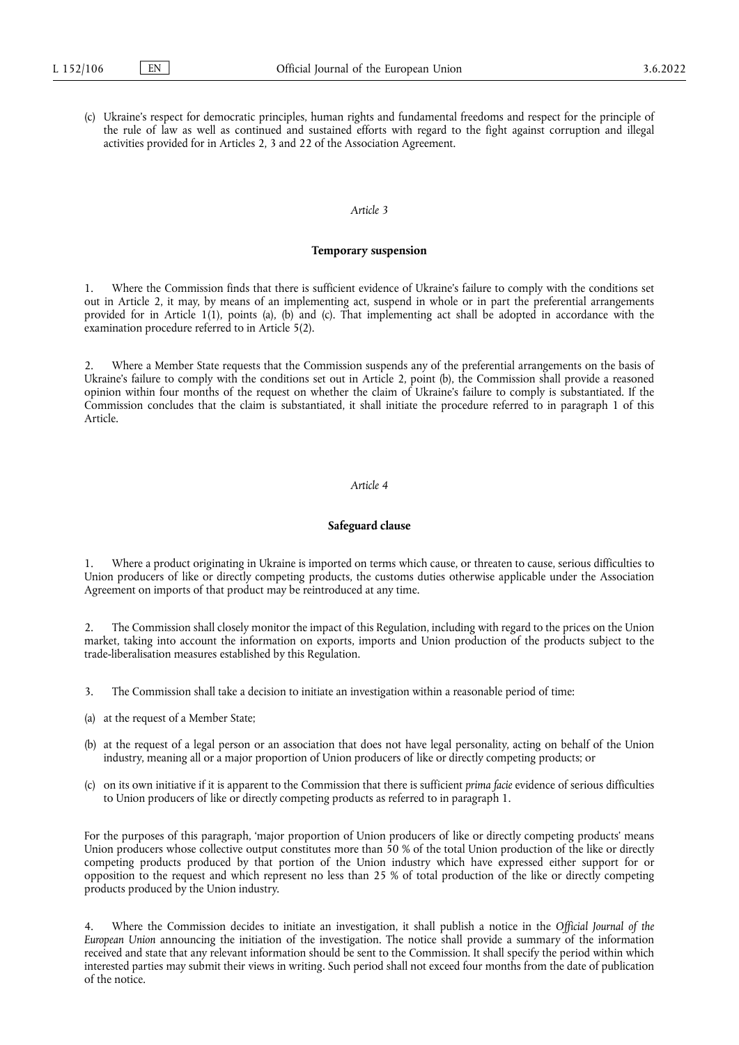(c) Ukraine's respect for democratic principles, human rights and fundamental freedoms and respect for the principle of the rule of law as well as continued and sustained efforts with regard to the fight against corruption and illegal activities provided for in Articles 2, 3 and 22 of the Association Agreement.

*Article 3*

**Temporary suspension**

1. Where the Commission finds that there is sufficient evidence of Ukraine's failure to comply with the conditions set out in Article 2, it may, by means of an implementing act, suspend in whole or in part the preferential arrangements provided for in Article 1(1), points (a), (b) and (c). That implementing act shall be adopted in accordance with the examination procedure referred to in Article 5(2).

2. Where a Member State requests that the Commission suspends any of the preferential arrangements on the basis of Ukraine's failure to comply with the conditions set out in Article 2, point (b), the Commission shall provide a reasoned opinion within four months of the request on whether the claim of Ukraine's failure to comply is substantiated. If the Commission concludes that the claim is substantiated, it shall initiate the procedure referred to in paragraph 1 of this Article.

*Article 4*

**Safeguard clause**

1. Where a product originating in Ukraine is imported on terms which cause, or threaten to cause, serious difficulties to Union producers of like or directly competing products, the customs duties otherwise applicable under the Association Agreement on imports of that product may be reintroduced at any time.

2. The Commission shall closely monitor the impact of this Regulation, including with regard to the prices on the Union market, taking into account the information on exports, imports and Union production of the products subject to the trade-liberalisation measures established by this Regulation.

3. The Commission shall take a decision to initiate an investigation within a reasonable period of time:

(a) at the request of a Member State;

(b) at the request of a legal person or an association that does not have legal personality, acting on behalf of the Union industry, meaning all or a major proportion of Union producers of like or directly competing products; or

(c) on its own initiative if it is apparent to the Commission that there is sufficient *prima facie* evidence of serious difficulties to Union producers of like or directly competing products as referred to in paragraph 1.

For the purposes of this paragraph, 'major proportion of Union producers of like or directly competing products' means Union producers whose collective output constitutes more than 50 % of the total Union production of the like or directly competing products produced by that portion of the Union industry which have expressed either support for or opposition to the request and which represent no less than 25 % of total production of the like or directly competing products produced by the Union industry.

4. Where the Commission decides to initiate an investigation, it shall publish a notice in the *Official Journal of the European Union* announcing the initiation of the investigation. The notice shall provide a summary of the information received and state that any relevant information should be sent to the Commission. It shall specify the period within which interested parties may submit their views in writing. Such period shall not exceed four months from the date of publication of the notice.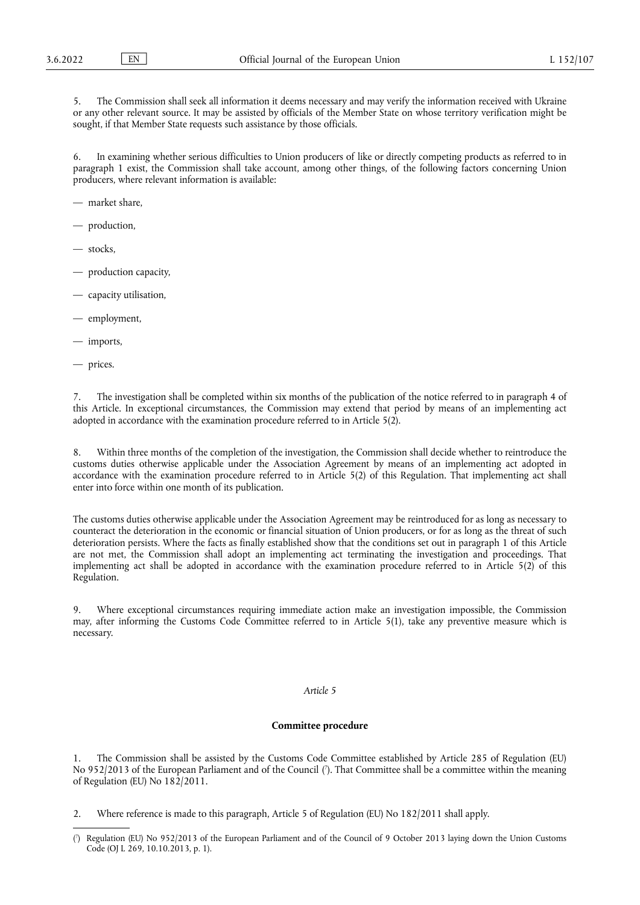5. The Commission shall seek all information it deems necessary and may verify the information received with Ukraine or any other relevant source. It may be assisted by officials of the Member State on whose territory verification might be sought, if that Member State requests such assistance by those officials.

6. In examining whether serious difficulties to Union producers of like or directly competing products as referred to in paragraph 1 exist, the Commission shall take account, among other things, of the following factors concerning Union producers, where relevant information is available:

— market share,

— production,

— stocks,

— production capacity,

— capacity utilisation,

— employment,

— imports,

— prices.

7. The investigation shall be completed within six months of the publication of the notice referred to in paragraph 4 of this Article. In exceptional circumstances, the Commission may extend that period by means of an implementing act adopted in accordance with the examination procedure referred to in Article 5(2).

8. Within three months of the completion of the investigation, the Commission shall decide whether to reintroduce the customs duties otherwise applicable under the Association Agreement by means of an implementing act adopted in accordance with the examination procedure referred to in Article 5(2) of this Regulation. That implementing act shall enter into force within one month of its publication.

The customs duties otherwise applicable under the Association Agreement may be reintroduced for as long as necessary to counteract the deterioration in the economic or financial situation of Union producers, or for as long as the threat of such deterioration persists. Where the facts as finally established show that the conditions set out in paragraph 1 of this Article are not met, the Commission shall adopt an implementing act terminating the investigation and proceedings. That implementing act shall be adopted in accordance with the examination procedure referred to in Article 5(2) of this Regulation.

9. Where exceptional circumstances requiring immediate action make an investigation impossible, the Commission may, after informing the Customs Code Committee referred to in Article 5(1), take any preventive measure which is necessary.

*Article 5*

**Committee procedure**

1. The Commission shall be assisted by the Customs Code Committee established by Article 285 of Regulation (EU) No 952/2013 of the European Parliament and of the Council ([7]). That Committee shall be a committee within the meaning of Regulation (EU) No 182/2011.

2. Where reference is made to this paragraph, Article 5 of Regulation (EU) No 182/2011 shall apply.

---

([7]) Regulation (EU) No 952/2013 of the European Parliament and of the Council of 9 October 2013 laying down the Union Customs Code (OJ L 269, 10.10.2013, p. 1).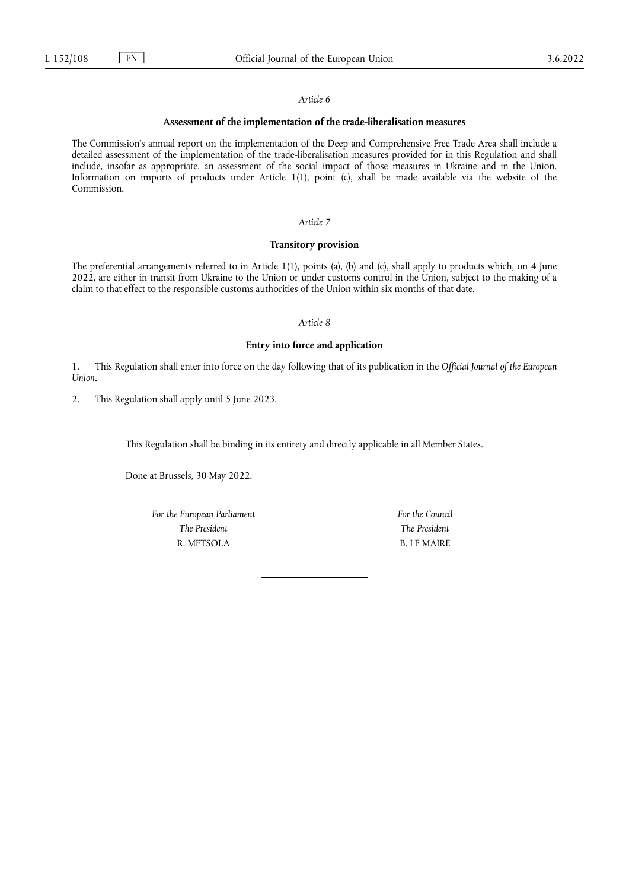*Article 6*

**Assessment of the implementation of the trade-liberalisation measures**

The Commission's annual report on the implementation of the Deep and Comprehensive Free Trade Area shall include a detailed assessment of the implementation of the trade-liberalisation measures provided for in this Regulation and shall include, insofar as appropriate, an assessment of the social impact of those measures in Ukraine and in the Union. Information on imports of products under Article 1(1), point (c), shall be made available via the website of the Commission.

*Article 7*

**Transitory provision**

The preferential arrangements referred to in Article 1(1), points (a), (b) and (c), shall apply to products which, on 4 June 2022, are either in transit from Ukraine to the Union or under customs control in the Union, subject to the making of a claim to that effect to the responsible customs authorities of the Union within six months of that date.

*Article 8*

**Entry into force and application**

1. This Regulation shall enter into force on the day following that of its publication in the *Official Journal of the European Union*.

2. This Regulation shall apply until 5 June 2023.

This Regulation shall be binding in its entirety and directly applicable in all Member States.

Done at Brussels, 30 May 2022.

*For the European Parliament*
*The President*
R. METSOLA

*For the Council*
*The President*
B. LE MAIRE